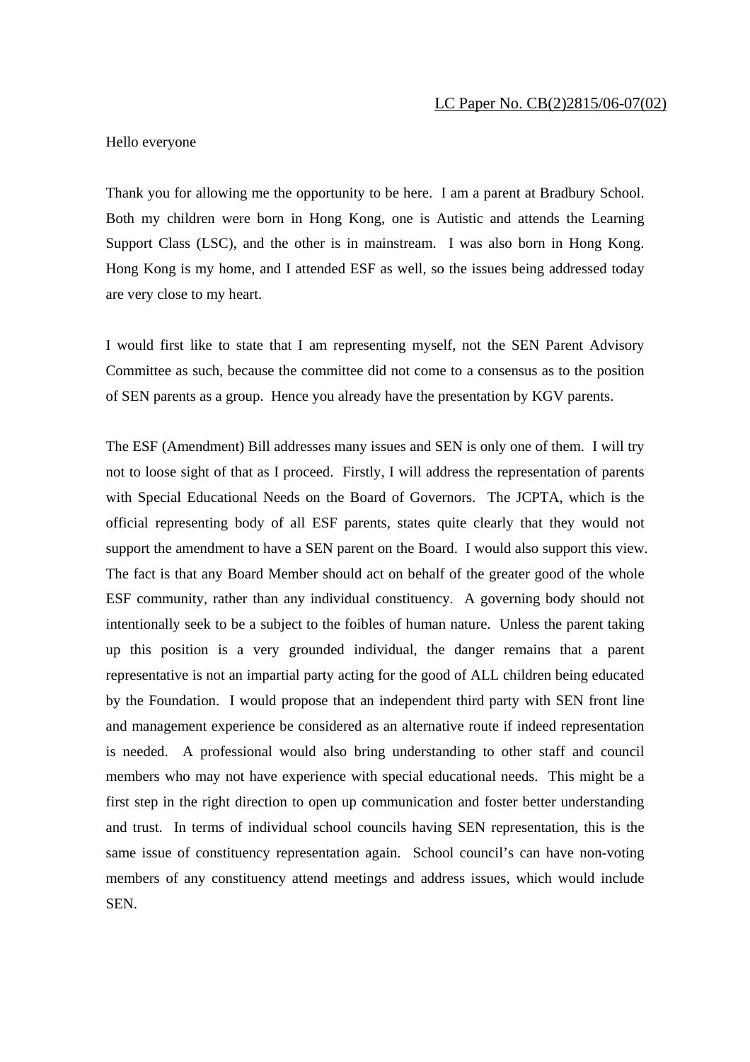LC Paper No. CB(2)2815/06-07(02)

Hello everyone

Thank you for allowing me the opportunity to be here. I am a parent at Bradbury School. Both my children were born in Hong Kong, one is Autistic and attends the Learning Support Class (LSC), and the other is in mainstream. I was also born in Hong Kong. Hong Kong is my home, and I attended ESF as well, so the issues being addressed today are very close to my heart.

I would first like to state that I am representing myself, not the SEN Parent Advisory Committee as such, because the committee did not come to a consensus as to the position of SEN parents as a group. Hence you already have the presentation by KGV parents.

The ESF (Amendment) Bill addresses many issues and SEN is only one of them. I will try not to loose sight of that as I proceed. Firstly, I will address the representation of parents with Special Educational Needs on the Board of Governors. The JCPTA, which is the official representing body of all ESF parents, states quite clearly that they would not support the amendment to have a SEN parent on the Board. I would also support this view. The fact is that any Board Member should act on behalf of the greater good of the whole ESF community, rather than any individual constituency. A governing body should not intentionally seek to be a subject to the foibles of human nature. Unless the parent taking up this position is a very grounded individual, the danger remains that a parent representative is not an impartial party acting for the good of ALL children being educated by the Foundation. I would propose that an independent third party with SEN front line and management experience be considered as an alternative route if indeed representation is needed. A professional would also bring understanding to other staff and council members who may not have experience with special educational needs. This might be a first step in the right direction to open up communication and foster better understanding and trust. In terms of individual school councils having SEN representation, this is the same issue of constituency representation again. School council's can have non-voting members of any constituency attend meetings and address issues, which would include SEN.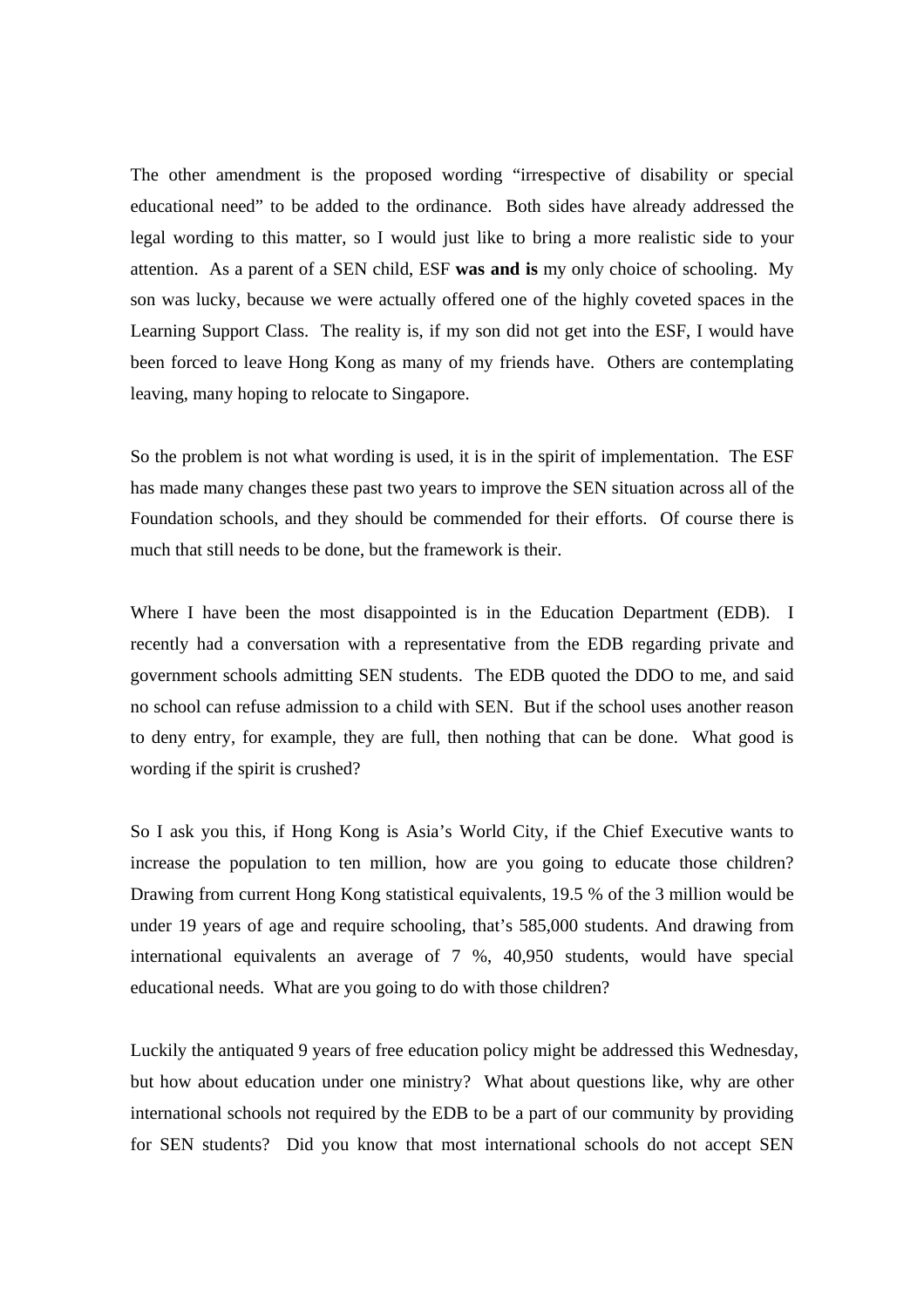The other amendment is the proposed wording "irrespective of disability or special educational need" to be added to the ordinance. Both sides have already addressed the legal wording to this matter, so I would just like to bring a more realistic side to your attention. As a parent of a SEN child, ESF **was and is** my only choice of schooling. My son was lucky, because we were actually offered one of the highly coveted spaces in the Learning Support Class. The reality is, if my son did not get into the ESF, I would have been forced to leave Hong Kong as many of my friends have. Others are contemplating leaving, many hoping to relocate to Singapore.

So the problem is not what wording is used, it is in the spirit of implementation. The ESF has made many changes these past two years to improve the SEN situation across all of the Foundation schools, and they should be commended for their efforts. Of course there is much that still needs to be done, but the framework is their.

Where I have been the most disappointed is in the Education Department (EDB). I recently had a conversation with a representative from the EDB regarding private and government schools admitting SEN students. The EDB quoted the DDO to me, and said no school can refuse admission to a child with SEN. But if the school uses another reason to deny entry, for example, they are full, then nothing that can be done. What good is wording if the spirit is crushed?

So I ask you this, if Hong Kong is Asia's World City, if the Chief Executive wants to increase the population to ten million, how are you going to educate those children? Drawing from current Hong Kong statistical equivalents, 19.5 % of the 3 million would be under 19 years of age and require schooling, that's 585,000 students. And drawing from international equivalents an average of 7 %, 40,950 students, would have special educational needs. What are you going to do with those children?

Luckily the antiquated 9 years of free education policy might be addressed this Wednesday, but how about education under one ministry? What about questions like, why are other international schools not required by the EDB to be a part of our community by providing for SEN students? Did you know that most international schools do not accept SEN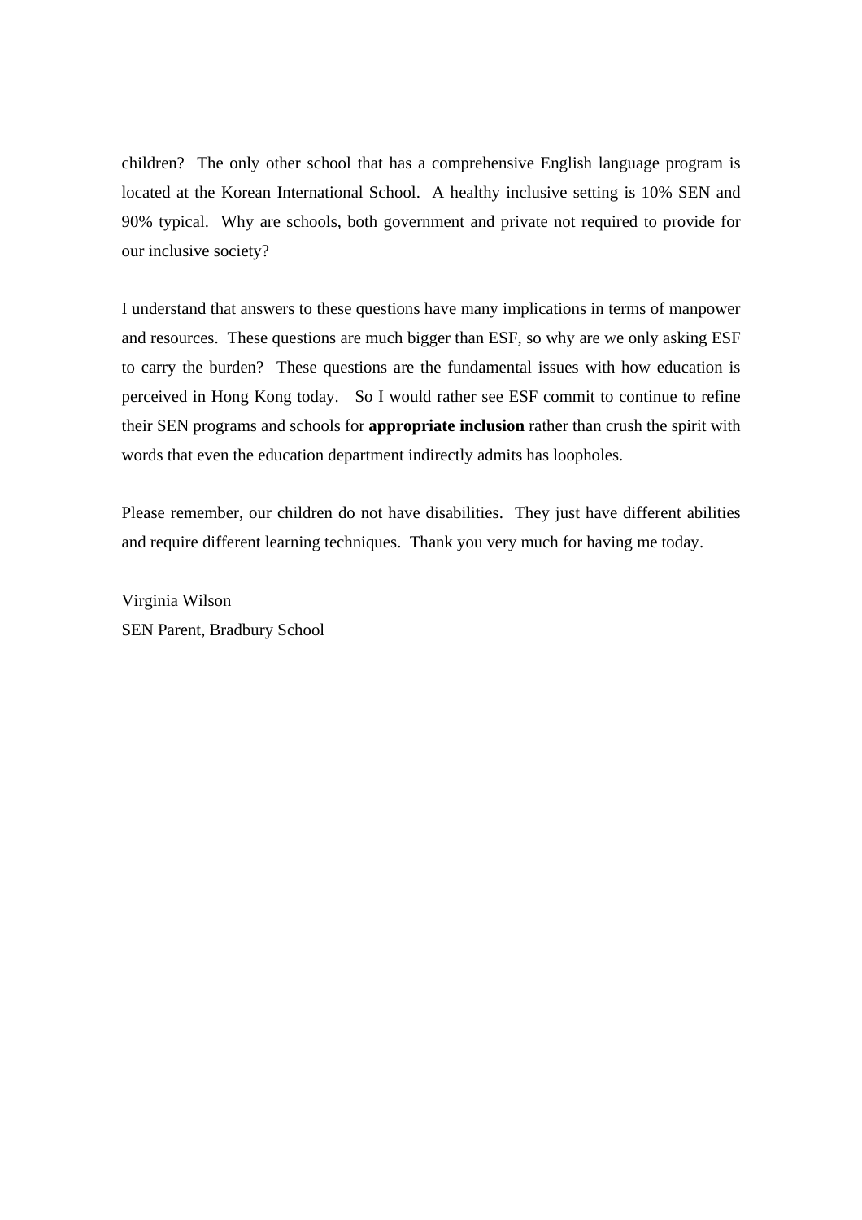children? The only other school that has a comprehensive English language program is located at the Korean International School. A healthy inclusive setting is 10% SEN and 90% typical. Why are schools, both government and private not required to provide for our inclusive society?

I understand that answers to these questions have many implications in terms of manpower and resources. These questions are much bigger than ESF, so why are we only asking ESF to carry the burden? These questions are the fundamental issues with how education is perceived in Hong Kong today. So I would rather see ESF commit to continue to refine their SEN programs and schools for **appropriate inclusion** rather than crush the spirit with words that even the education department indirectly admits has loopholes.

Please remember, our children do not have disabilities. They just have different abilities and require different learning techniques. Thank you very much for having me today.

Virginia Wilson
SEN Parent, Bradbury School